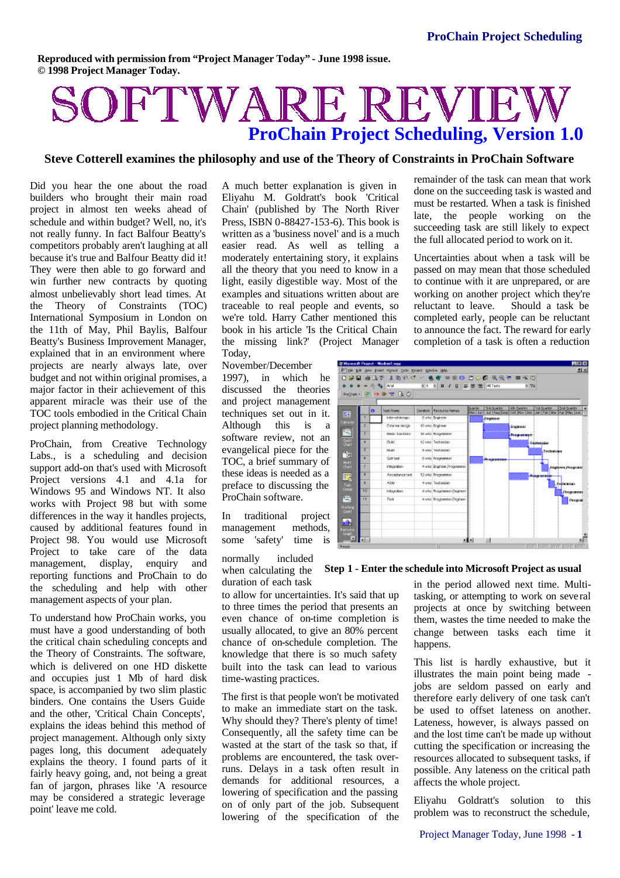Reproduced with permission from "Project Manager Today" - June 1998 issue.
© 1998 Project Manager Today.

# SOFTWARE REVIEW

## ProChain Project Scheduling, Version 1.0

**Steve Cotterell examines the philosophy and use of the Theory of Constraints in ProChain Software**

Did you hear the one about the road builders who brought their main road project in almost ten weeks ahead of schedule and within budget? Well, no, it's not really funny. In fact Balfour Beatty's competitors probably aren't laughing at all because it's true and Balfour Beatty did it! They were then able to go forward and win further new contracts by quoting almost unbelievably short lead times. At the Theory of Constraints (TOC) International Symposium in London on the 11th of May, Phil Baylis, Balfour Beatty's Business Improvement Manager, explained that in an environment where projects are nearly always late, over budget and not within original promises, a major factor in their achievement of this apparent miracle was their use of the TOC tools embodied in the Critical Chain project planning methodology.

ProChain, from Creative Technology Labs., is a scheduling and decision support add-on that's used with Microsoft Project versions 4.1 and 4.1a for Windows 95 and Windows NT. It also works with Project 98 but with some differences in the way it handles projects, caused by additional features found in Project 98. You would use Microsoft Project to take care of the data management, display, enquiry and reporting functions and ProChain to do the scheduling and help with other management aspects of your plan.

To understand how ProChain works, you must have a good understanding of both the critical chain scheduling concepts and the Theory of Constraints. The software, which is delivered on one HD diskette and occupies just 1 Mb of hard disk space, is accompanied by two slim plastic binders. One contains the Users Guide and the other, 'Critical Chain Concepts', explains the ideas behind this method of project management. Although only sixty pages long, this document adequately explains the theory. I found parts of it fairly heavy going, and, not being a great fan of jargon, phrases like 'A resource may be considered a strategic leverage point' leave me cold.

A much better explanation is given in Eliyahu M. Goldratt's book 'Critical Chain' (published by The North River Press, ISBN 0-88427-153-6). This book is written as a 'business novel' and is a much easier read. As well as telling a moderately entertaining story, it explains all the theory that you need to know in a light, easily digestible way. Most of the examples and situations written about are traceable to real people and events, so we're told. Harry Cather mentioned this book in his article 'Is the Critical Chain the missing link?' (Project Manager Today, November/December 1997), in which he discussed the theories and project management techniques set out in it. Although this is a software review, not an evangelical piece for the TOC, a brief summary of these ideas is needed as a preface to discussing the ProChain software.

In traditional project management methods, some 'safety' time is normally included when calculating the duration of each task to allow for uncertainties. It's said that up to three times the period that presents an even chance of on-time completion is usually allocated, to give an 80% percent chance of on-schedule completion. The knowledge that there is so much safety built into the task can lead to various time-wasting practices.

The first is that people won't be motivated to make an immediate start on the task. Why should they? There's plenty of time! Consequently, all the safety time can be wasted at the start of the task so that, if problems are encountered, the task over-runs. Delays in a task often result in demands for additional resources, a lowering of specification and the passing on of only part of the job. Subsequent lowering of the specification of the remainder of the task can mean that work done on the succeeding task is wasted and must be restarted. When a task is finished late, the people working on the succeeding task are still likely to expect the full allocated period to work on it.

Uncertainties about when a task will be passed on may mean that those scheduled to continue with it are unprepared, or are working on another project which they're reluctant to leave. Should a task be completed early, people can be reluctant to announce the fact. The reward for early completion of a task is often a reduction in the period allowed next time. Multi-tasking, or attempting to work on several projects at once by switching between them, wastes the time needed to make the change between tasks each time it happens.

**Step 1 - Enter the schedule into Microsoft Project as usual**

This list is hardly exhaustive, but it illustrates the main point being made - jobs are seldom passed on early and therefore early delivery of one task can't be used to offset lateness on another. Lateness, however, is always passed on and the lost time can't be made up without cutting the specification or increasing the resources allocated to subsequent tasks, if possible. Any lateness on the critical path affects the whole project.

Eliyahu Goldratt's solution to this problem was to reconstruct the schedule,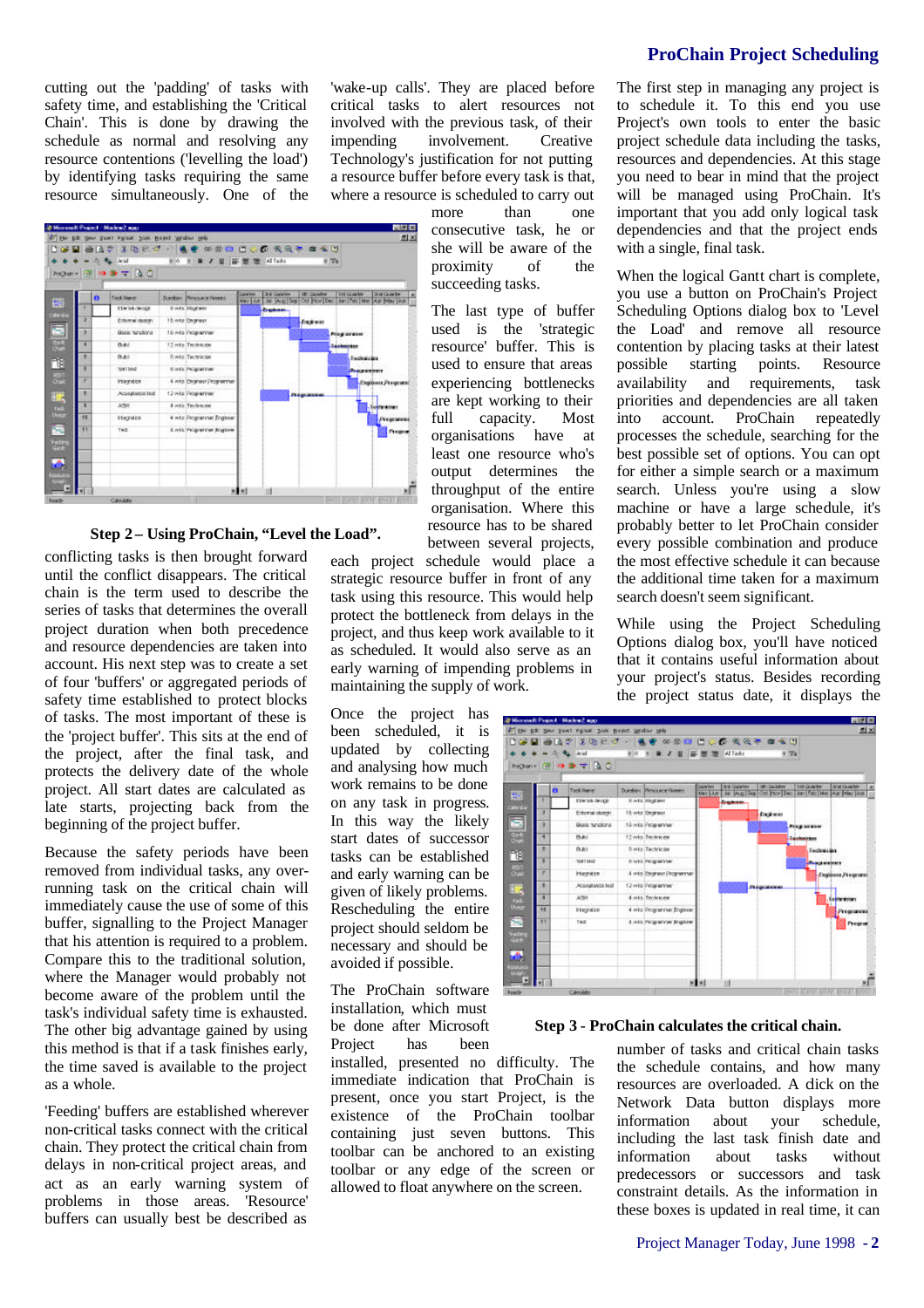cutting out the 'padding' of tasks with safety time, and establishing the 'Critical Chain'. This is done by drawing the schedule as normal and resolving any resource contentions ('levelling the load') by identifying tasks requiring the same resource simultaneously. One of the conflicting tasks is then brought forward until the conflict disappears. The critical chain is the term used to describe the series of tasks that determines the overall project duration when both precedence and resource dependencies are taken into account. The next step was to create a set of four 'buffers' or aggregated periods of safety time established to protect blocks of tasks. The most important of these is the 'project buffer'. This sits at the end of the project, after the final task, and protects the delivery date of the whole project. All start dates are calculated as late starts, projecting back from the beginning of the project buffer.

**Step 2 – Using ProChain, "Level the Load".**

Because the safety periods have been removed from individual tasks, any over-running task on the critical chain will immediately cause the use of some of this buffer, signalling to the Project Manager that his attention is required to a problem. Compare this to the traditional solution, where the Manager would probably not become aware of the problem until the task's individual safety time is exhausted. The other big advantage gained by using this method is that if a task finishes early, the time saved is available to the project as a whole.

'Feeding' buffers are established wherever non-critical tasks connect with the critical chain. They protect the critical chain from delays in non-critical project areas, and act as an early warning system of problems in those areas. 'Resource' buffers can usually best be described as 'wake-up calls'. They are placed before critical tasks to alert resources not involved with the previous task, of their impending involvement. Creative Technology's justification for not putting a resource buffer before every task is that, where a resource is scheduled to carry out more than one consecutive task, he or she will be aware of the proximity of the succeeding tasks.

The last type of buffer used is the 'strategic resource' buffer. This is used to ensure that areas experiencing bottlenecks are kept working to their full capacity. Most organisations have at least one resource who's output determines the throughput of the entire organisation. Where this resource has to be shared between several projects, each project schedule would place a strategic resource buffer in front of any task using this resource. This would help protect the bottleneck from delays in the project, and thus keep work available to it as scheduled. It would also serve as an early warning of impending problems in maintaining the supply of work.

Once the project has been scheduled, it is updated by collecting and analysing how much work remains to be done on any task in progress. In this way the likely start dates of successor tasks can be established and early warning can be given of likely problems. Rescheduling the entire project should seldom be necessary and should be avoided if possible.

The ProChain software installation, which must be done after Microsoft Project has been installed, presented no difficulty. The immediate indication that ProChain is present, once you start Project, is the existence of the ProChain toolbar containing just seven buttons. This toolbar can be anchored to an existing toolbar or any edge of the screen or allowed to float anywhere on the screen.

The first step in managing any project is to schedule it. To this end you use Project's own tools to enter the basic project schedule data including the tasks, resources and dependencies. At this stage you need to bear in mind that the project will be managed using ProChain. It's important that you add only logical task dependencies and that the project ends with a single, final task.

When the logical Gantt chart is complete, you use a button on ProChain's Project Scheduling Options dialog box to 'Level the Load' and remove all resource contention by placing tasks at their latest possible starting points. Resource availability and requirements, task priorities and dependencies are all taken into account. ProChain repeatedly processes the schedule, searching for the best possible set of options. You can opt for either a simple search or a maximum search. Unless you're using a slow machine or have a large schedule, it's probably better to let ProChain consider every possible combination and produce the most effective schedule it can because the additional time taken for a maximum search doesn't seem significant.

While using the Project Scheduling Options dialog box, you'll have noticed that it contains useful information about your project's status. Besides recording the project status date, it displays the number of tasks and critical chain tasks the schedule contains, and how many resources are overloaded. A click on the Network Data button displays more information about your schedule, including the last task finish date and information about tasks without predecessors or successors and task constraint details. As the information in these boxes is updated in real time, it can

**Step 3 - ProChain calculates the critical chain.**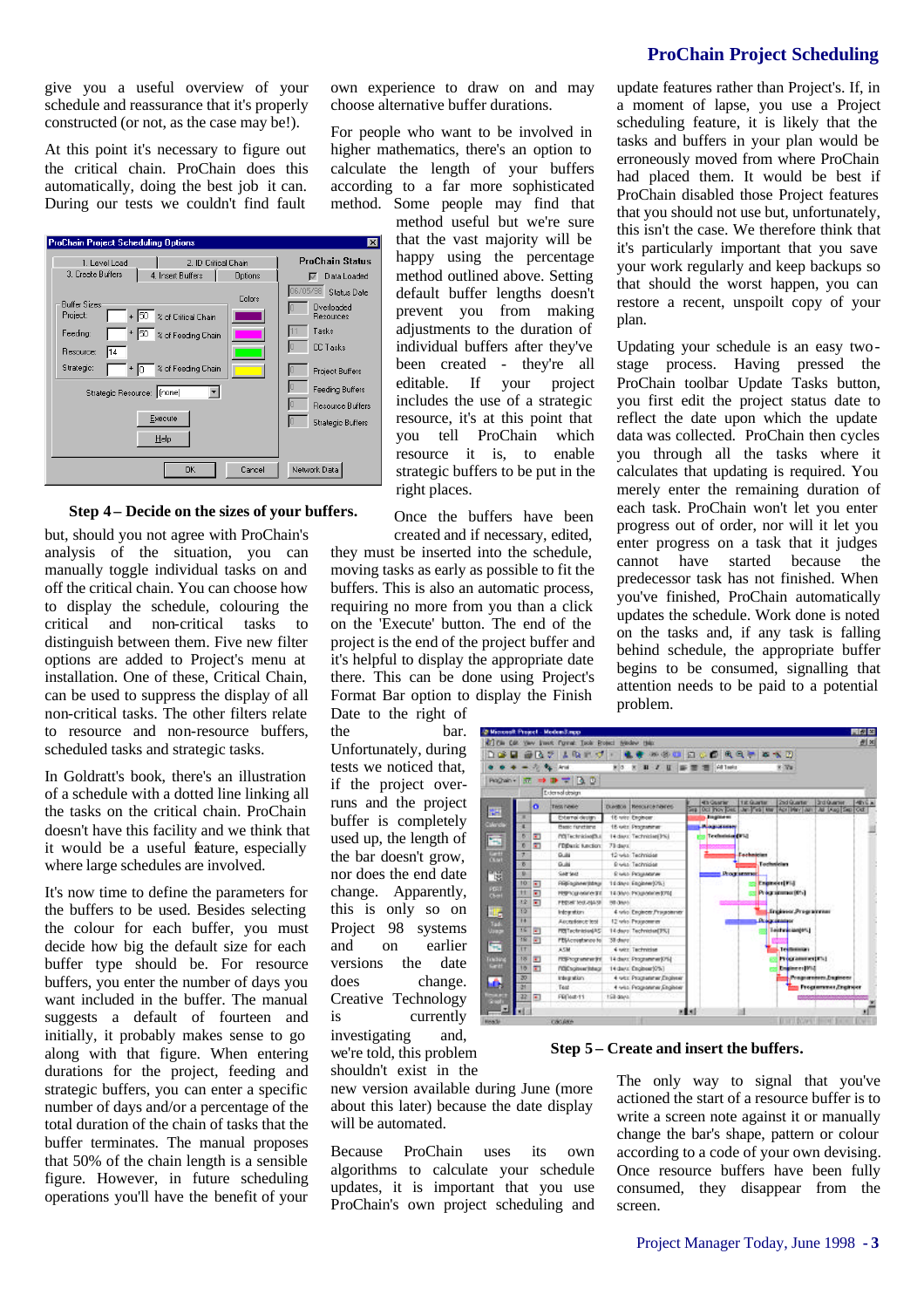give you a useful overview of your schedule and reassurance that it's properly constructed (or not, as the case may be!).

At this point it's necessary to figure out the critical chain. ProChain does this automatically, doing the best job it can. During our tests we couldn't find fault but, should you not agree with ProChain's analysis of the situation, you can manually toggle individual tasks on and off the critical chain. You can choose how to display the schedule, colouring the critical and non-critical tasks to distinguish between them. Five new filter options are added to Project's menu at installation. One of these, Critical Chain, can be used to suppress the display of all non-critical tasks. The other filters relate to resource and non-resource buffers, scheduled tasks and strategic tasks.

**Step 4 – Decide on the sizes of your buffers.**

In Goldratt's book, there's an illustration of a schedule with a dotted line linking all the tasks on the critical chain. ProChain doesn't have this facility and we think that it would be a useful feature, especially where large schedules are involved.

It's now time to define the parameters for the buffers to be used. Besides selecting the colour for each buffer, you must decide how big the default size for each buffer type should be. For resource buffers, you enter the number of days you want included in the buffer. The manual suggests a default of fourteen and initially, it probably makes sense to go along with that figure. When entering durations for the project, feeding and strategic buffers, you can enter a specific number of days and/or a percentage of the total duration of the chain of tasks that the buffer terminates. The manual proposes that 50% of the chain length is a sensible figure. However, in future scheduling operations you'll have the benefit of your own experience to draw on and may choose alternative buffer durations.

For people who want to be involved in higher mathematics, there's an option to calculate the length of your buffers according to a far more sophisticated method. Some people may find that method useful but we're sure that the vast majority will be happy using the percentage method outlined above. Setting default buffer lengths doesn't prevent you from making adjustments to the duration of individual buffers after they've been created - they're all editable. If your project includes the use of a strategic resource, it's at this point that you tell ProChain which resource it is, to enable strategic buffers to be put in the right places.

Once the buffers have been created and if necessary, edited, they must be inserted into the schedule, moving tasks as early as possible to fit the buffers. This is also an automatic process, requiring no more from you than a click on the 'Execute' button. The end of the project is the end of the project buffer and it's helpful to display the appropriate date there. This can be done using Project's Format Bar option to display the Finish Date to the right of the bar. Unfortunately, during tests we noticed that, if the project over-runs and the project buffer is completely used up, the length of the bar doesn't grow, nor does the end date change. Apparently, this is only so on Project 98 systems and on earlier versions the date does change. Creative Technology is currently investigating and, we're told, this problem shouldn't exist in the new version available during June (more about this later) because the date display will be automated.

Because ProChain uses its own algorithms to calculate your schedule updates, it is important that you use ProChain's own project scheduling and update features rather than Project's. If, in a moment of lapse, you use a Project scheduling feature, it is likely that the tasks and buffers in your plan would be erroneously moved from where ProChain had placed them. It would be best if ProChain disabled those Project features that you should not use but, unfortunately, this isn't the case. We therefore think that it's particularly important that you save your work regularly and keep backups so that should the worst happen, you can restore a recent, unspoilt copy of your plan.

Updating your schedule is an easy two-stage process. Having pressed the ProChain toolbar Update Tasks button, you first edit the project status date to reflect the date upon which the update data was collected. ProChain then cycles you through all the tasks where it calculates that updating is required. You merely enter the remaining duration of each task. ProChain won't let you enter progress out of order, nor will it let you enter progress on a task that it judges cannot have started because the predecessor task has not finished. When you've finished, ProChain automatically updates the schedule. Work done is noted on the tasks and, if any task is falling behind schedule, the appropriate buffer begins to be consumed, signalling that attention needs to be paid to a potential problem.

**Step 5 – Create and insert the buffers.**

The only way to signal that you've actioned the start of a resource buffer is to write a screen note against it or manually change the bar's shape, pattern or colour according to a code of your own devising. Once resource buffers have been fully consumed, they disappear from the screen.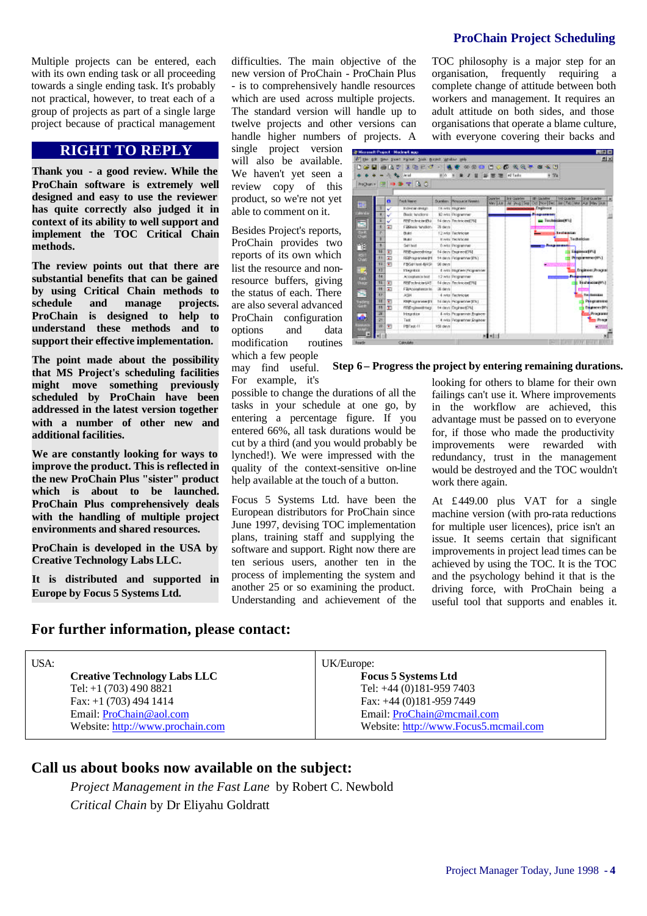Multiple projects can be entered, each with its own ending task or all proceeding towards a single ending task. It's probably not practical, however, to treat each of a group of projects as part of a single large project because of practical management

## RIGHT TO REPLY

**Thank you - a good review. While the ProChain software is extremely well designed and easy to use the reviewer has quite correctly also judged it in context of its ability to well support and implement the TOC Critical Chain methods.**

**The review points out that there are substantial benefits that can be gained by using Critical Chain methods to schedule and manage projects. ProChain is designed to help to understand these methods and to support their effective implementation.**

**The point made about the possibility that MS Project's scheduling facilities might move something previously scheduled by ProChain have been addressed in the latest version together with a number of other new and additional facilities.**

**We are constantly looking for ways to improve the product. This is reflected in the new ProChain Plus "sister" product which is about to be launched. ProChain Plus comprehensively deals with the handling of multiple project environments and shared resources.**

**ProChain is developed in the USA by Creative Technology Labs LLC.**

**It is distributed and supported in Europe by Focus 5 Systems Ltd.**

difficulties. The main objective of the new version of ProChain - ProChain Plus - is to comprehensively handle resources which are used across multiple projects. The standard version will handle up to twelve projects and other versions can handle higher numbers of projects. A single project version will also be available. We haven't yet seen a review copy of this product, so we're not yet able to comment on it.

Besides Project's reports, ProChain provides two reports of its own which list the resource and non-resource buffers, giving the status of each. There are also several advanced ProChain configuration options and data modification routines which a few people may find useful. For example, it's possible to change the durations of all the tasks in your schedule at one go, by entering a percentage figure. If you entered 66%, all task durations would be cut by a third (and you would probably be lynched!). We were impressed with the quality of the context-sensitive on-line help available at the touch of a button.

Focus 5 Systems Ltd. have been the European distributors for ProChain since June 1997, devising TOC implementation plans, training staff and supplying the software and support. Right now there are ten serious users, another ten in the process of implementing the system and another 25 or so examining the product. Understanding and achievement of the TOC philosophy is a major step for an organisation, frequently requiring a complete change of attitude between both workers and management. It requires an adult attitude on both sides, and those organisations that operate a blame culture, with everyone covering their backs and looking for others to blame for their own failings can't use it. Where improvements in the workflow are achieved, this advantage must be passed on to everyone for, if those who made the productivity improvements were rewarded with redundancy, trust in the management would be destroyed and the TOC wouldn't work there again.

**Step 6 – Progress the project by entering remaining durations.**

At £449.00 plus VAT for a single machine version (with pro-rata reductions for multiple user licences), price isn't an issue. It seems certain that significant improvements in project lead times can be achieved by using the TOC. It is the TOC and the psychology behind it that is the driving force, with ProChain being a useful tool that supports and enables it.

## For further information, please contact:

| USA: | UK/Europe: |
|---|---|
| **Creative Technology Labs LLC**<br>Tel: +1 (703) 490 8821<br>Fax: +1 (703) 494 1414<br>Email: ProChain@aol.com<br>Website: http://www.prochain.com | **Focus 5 Systems Ltd**<br>Tel: +44 (0)181-959 7403<br>Fax: +44 (0)181-959 7449<br>Email: ProChain@mcmail.com<br>Website: http://www.Focus5.mcmail.com |

## Call us about books now available on the subject:

*Project Management in the Fast Lane* by Robert C. Newbold
*Critical Chain* by Dr Eliyahu Goldratt